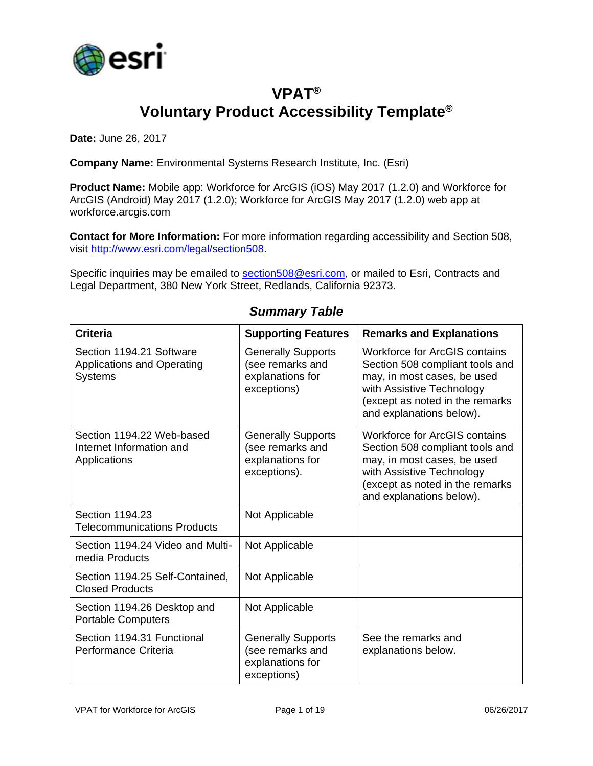# VPAT®
# Voluntary Product Accessibility Template®

**Date:** June 26, 2017

**Company Name:** Environmental Systems Research Institute, Inc. (Esri)

**Product Name:** Mobile app: Workforce for ArcGIS (iOS) May 2017 (1.2.0) and Workforce for ArcGIS (Android) May 2017 (1.2.0); Workforce for ArcGIS May 2017 (1.2.0) web app at workforce.arcgis.com

**Contact for More Information:** For more information regarding accessibility and Section 508, visit http://www.esri.com/legal/section508.

Specific inquiries may be emailed to section508@esri.com, or mailed to Esri, Contracts and Legal Department, 380 New York Street, Redlands, California 92373.

## *Summary Table*

| Criteria | Supporting Features | Remarks and Explanations |
|---|---|---|
| Section 1194.21 Software Applications and Operating Systems | Generally Supports (see remarks and explanations for exceptions) | Workforce for ArcGIS contains Section 508 compliant tools and may, in most cases, be used with Assistive Technology (except as noted in the remarks and explanations below). |
| Section 1194.22 Web-based Internet Information and Applications | Generally Supports (see remarks and explanations for exceptions). | Workforce for ArcGIS contains Section 508 compliant tools and may, in most cases, be used with Assistive Technology (except as noted in the remarks and explanations below). |
| Section 1194.23 Telecommunications Products | Not Applicable | |
| Section 1194.24 Video and Multi-media Products | Not Applicable | |
| Section 1194.25 Self-Contained, Closed Products | Not Applicable | |
| Section 1194.26 Desktop and Portable Computers | Not Applicable | |
| Section 1194.31 Functional Performance Criteria | Generally Supports (see remarks and explanations for exceptions) | See the remarks and explanations below. |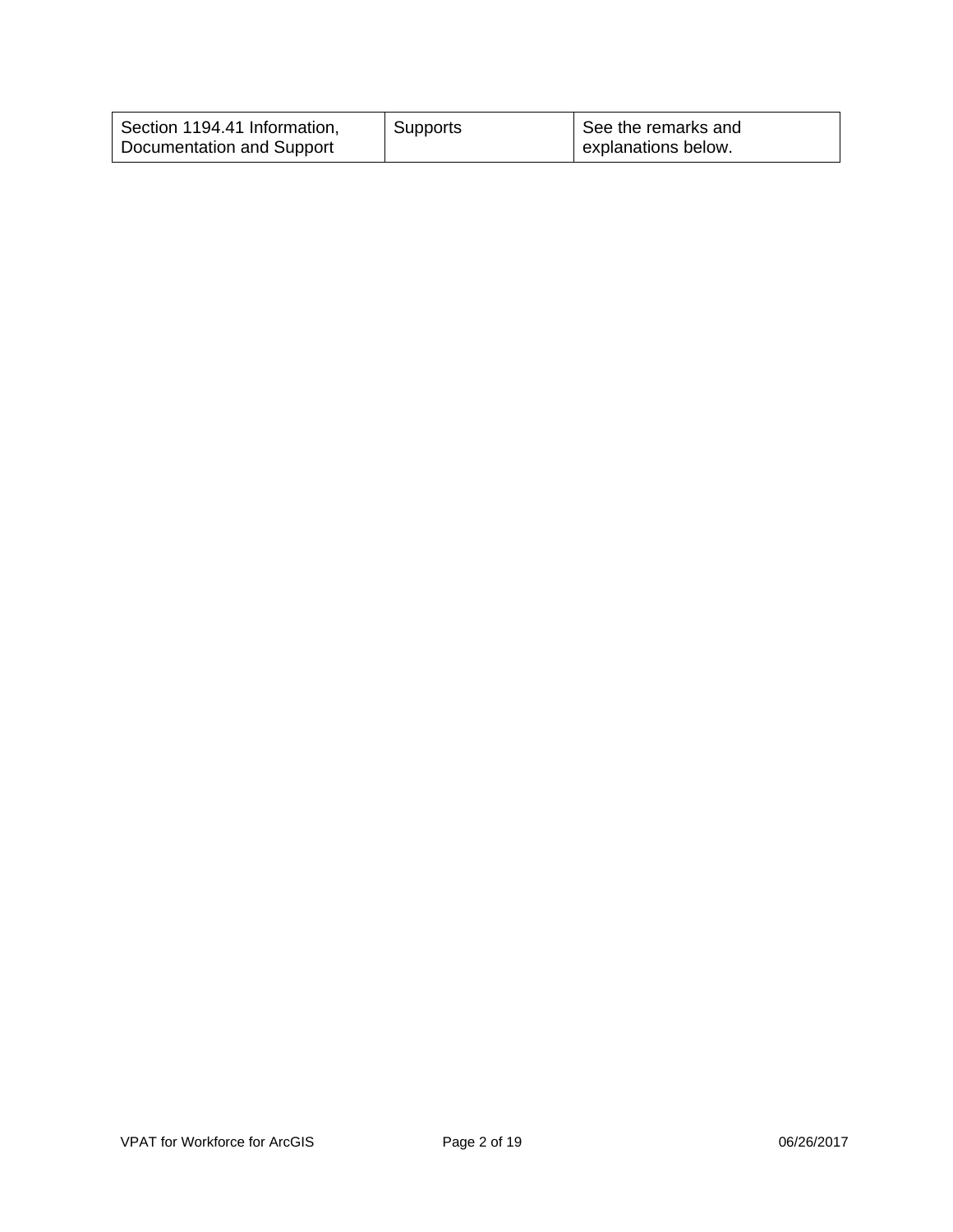| | | |
|---|---|---|
| Section 1194.41 Information, Documentation and Support | Supports | See the remarks and explanations below. |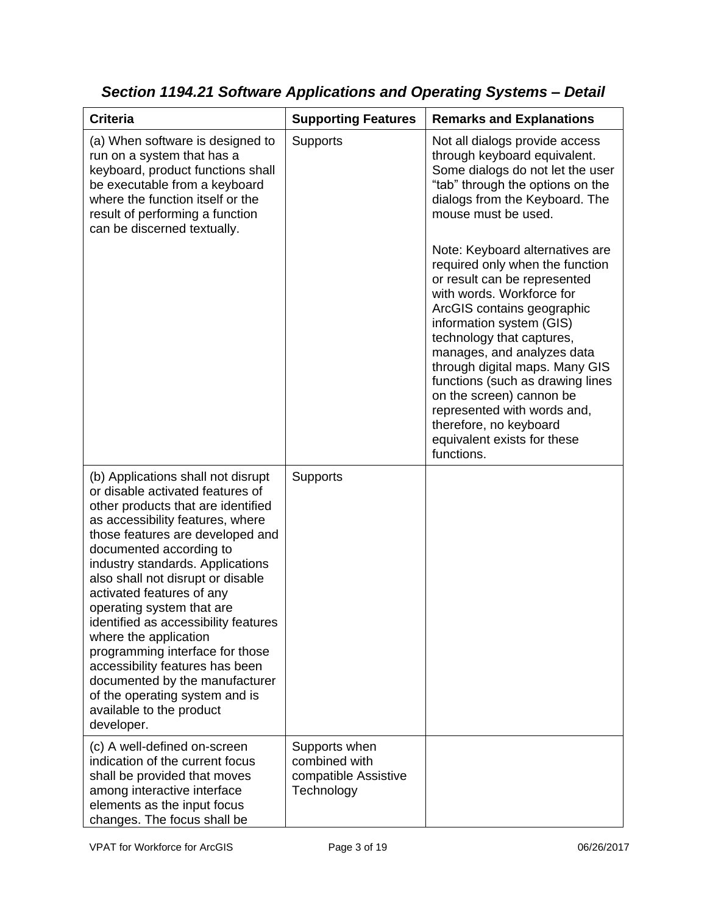## *Section 1194.21 Software Applications and Operating Systems – Detail*

| Criteria | Supporting Features | Remarks and Explanations |
|---|---|---|
| (a) When software is designed to run on a system that has a keyboard, product functions shall be executable from a keyboard where the function itself or the result of performing a function can be discerned textually. | Supports | Not all dialogs provide access through keyboard equivalent. Some dialogs do not let the user "tab" through the options on the dialogs from the Keyboard. The mouse must be used.<br><br>Note: Keyboard alternatives are required only when the function or result can be represented with words. Workforce for ArcGIS contains geographic information system (GIS) technology that captures, manages, and analyzes data through digital maps. Many GIS functions (such as drawing lines on the screen) cannon be represented with words and, therefore, no keyboard equivalent exists for these functions. |
| (b) Applications shall not disrupt or disable activated features of other products that are identified as accessibility features, where those features are developed and documented according to industry standards. Applications also shall not disrupt or disable activated features of any operating system that are identified as accessibility features where the application programming interface for those accessibility features has been documented by the manufacturer of the operating system and is available to the product developer. | Supports | |
| (c) A well-defined on-screen indication of the current focus shall be provided that moves among interactive interface elements as the input focus changes. The focus shall be | Supports when combined with compatible Assistive Technology | |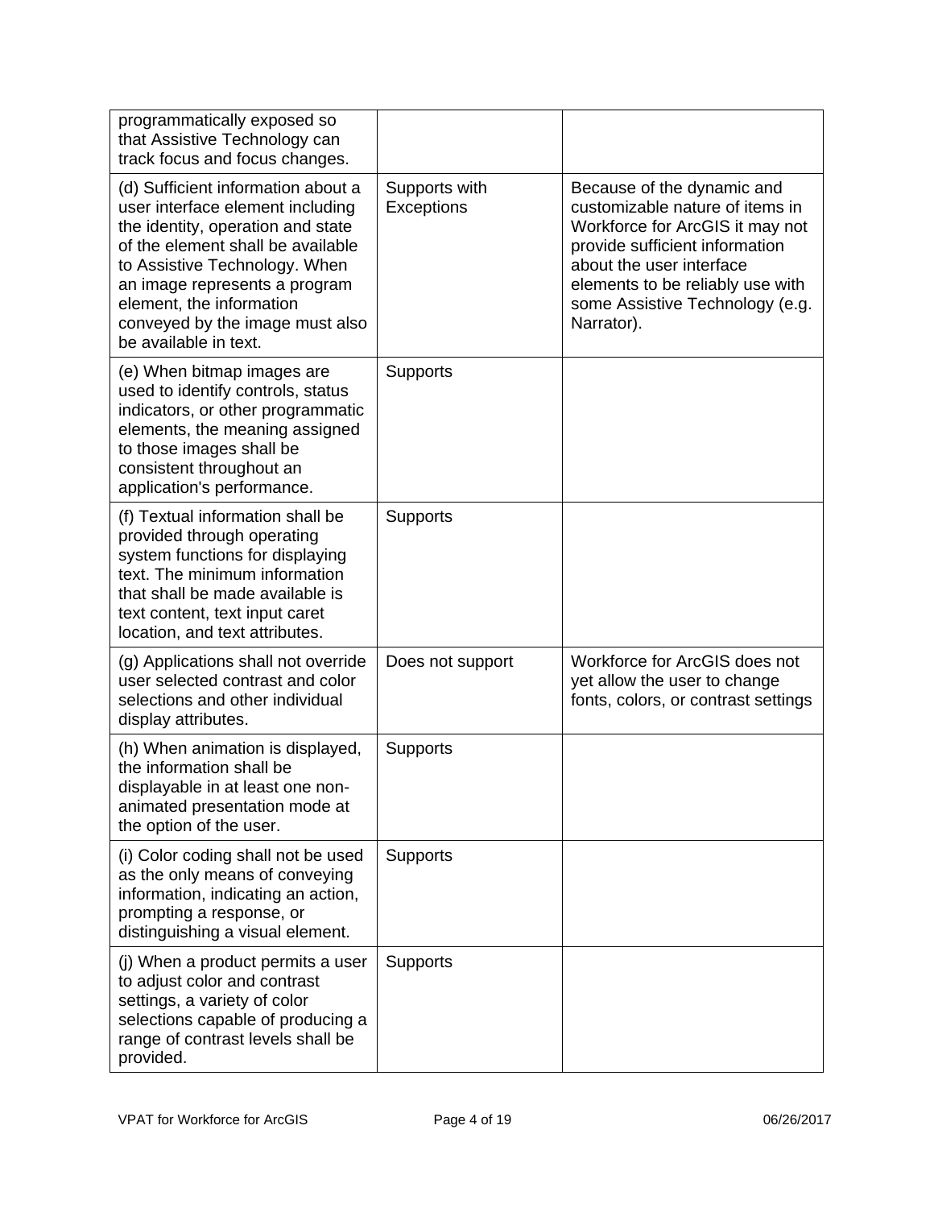| | | |
|---|---|---|
| programmatically exposed so that Assistive Technology can track focus and focus changes. | | |
| (d) Sufficient information about a user interface element including the identity, operation and state of the element shall be available to Assistive Technology. When an image represents a program element, the information conveyed by the image must also be available in text. | Supports with Exceptions | Because of the dynamic and customizable nature of items in Workforce for ArcGIS it may not provide sufficient information about the user interface elements to be reliably use with some Assistive Technology (e.g. Narrator). |
| (e) When bitmap images are used to identify controls, status indicators, or other programmatic elements, the meaning assigned to those images shall be consistent throughout an application's performance. | Supports | |
| (f) Textual information shall be provided through operating system functions for displaying text. The minimum information that shall be made available is text content, text input caret location, and text attributes. | Supports | |
| (g) Applications shall not override user selected contrast and color selections and other individual display attributes. | Does not support | Workforce for ArcGIS does not yet allow the user to change fonts, colors, or contrast settings |
| (h) When animation is displayed, the information shall be displayable in at least one non-animated presentation mode at the option of the user. | Supports | |
| (i) Color coding shall not be used as the only means of conveying information, indicating an action, prompting a response, or distinguishing a visual element. | Supports | |
| (j) When a product permits a user to adjust color and contrast settings, a variety of color selections capable of producing a range of contrast levels shall be provided. | Supports | |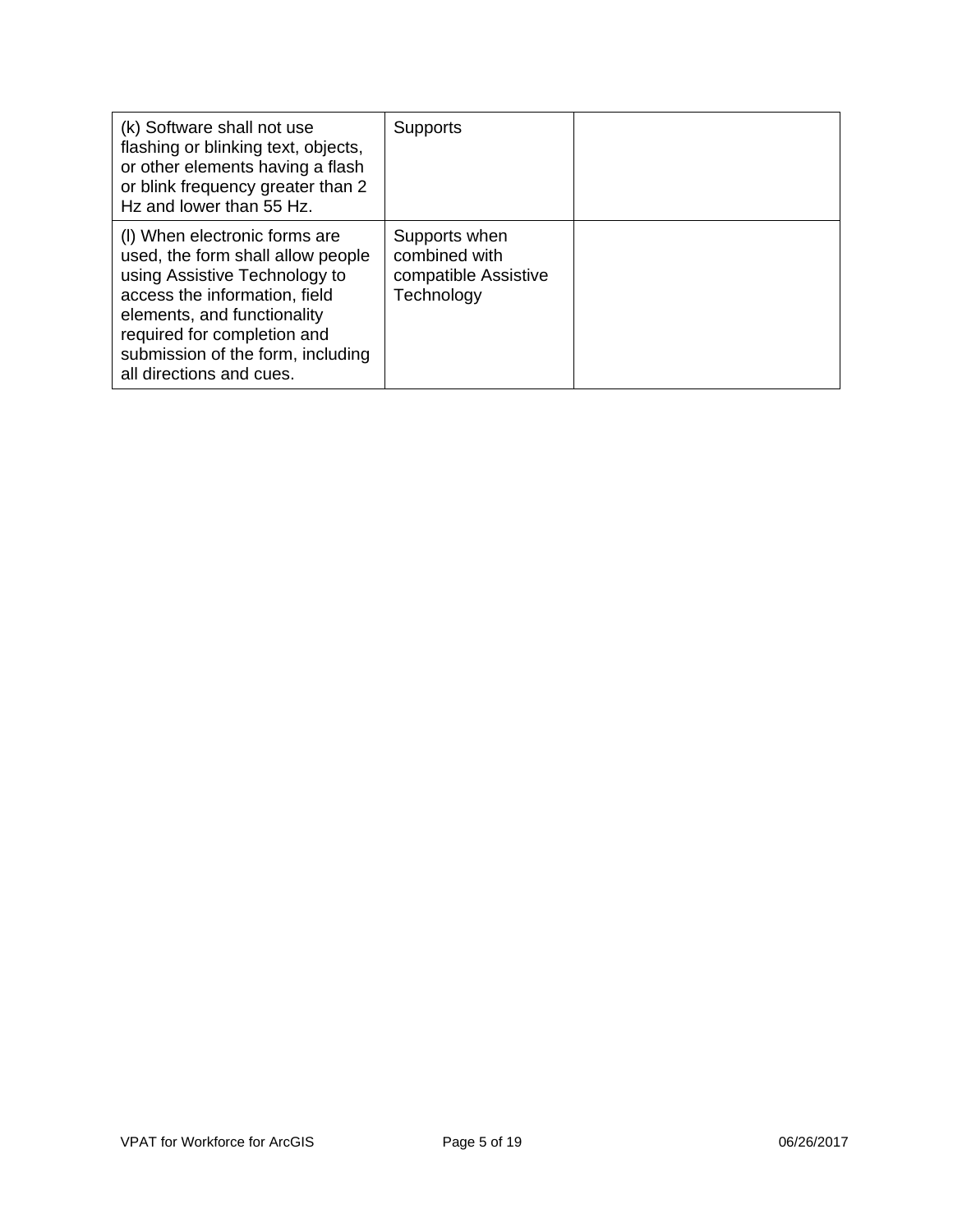| | | |
|---|---|---|
| (k) Software shall not use flashing or blinking text, objects, or other elements having a flash or blink frequency greater than 2 Hz and lower than 55 Hz. | Supports | |
| (l) When electronic forms are used, the form shall allow people using Assistive Technology to access the information, field elements, and functionality required for completion and submission of the form, including all directions and cues. | Supports when combined with compatible Assistive Technology | |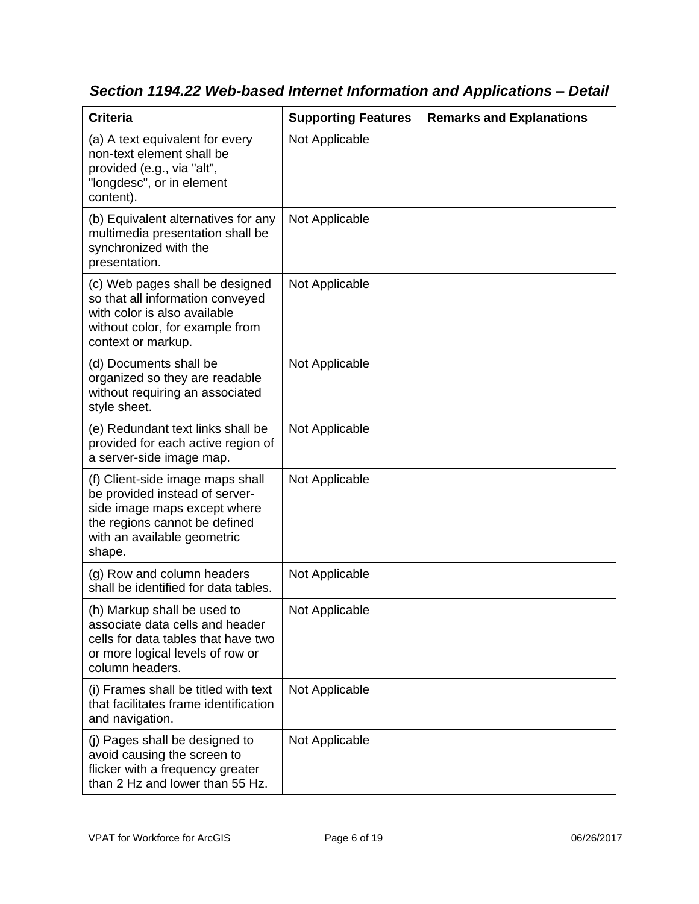### *Section 1194.22 Web-based Internet Information and Applications – Detail*

| Criteria | Supporting Features | Remarks and Explanations |
|---|---|---|
| (a) A text equivalent for every non-text element shall be provided (e.g., via "alt", "longdesc", or in element content). | Not Applicable | |
| (b) Equivalent alternatives for any multimedia presentation shall be synchronized with the presentation. | Not Applicable | |
| (c) Web pages shall be designed so that all information conveyed with color is also available without color, for example from context or markup. | Not Applicable | |
| (d) Documents shall be organized so they are readable without requiring an associated style sheet. | Not Applicable | |
| (e) Redundant text links shall be provided for each active region of a server-side image map. | Not Applicable | |
| (f) Client-side image maps shall be provided instead of server-side image maps except where the regions cannot be defined with an available geometric shape. | Not Applicable | |
| (g) Row and column headers shall be identified for data tables. | Not Applicable | |
| (h) Markup shall be used to associate data cells and header cells for data tables that have two or more logical levels of row or column headers. | Not Applicable | |
| (i) Frames shall be titled with text that facilitates frame identification and navigation. | Not Applicable | |
| (j) Pages shall be designed to avoid causing the screen to flicker with a frequency greater than 2 Hz and lower than 55 Hz. | Not Applicable | |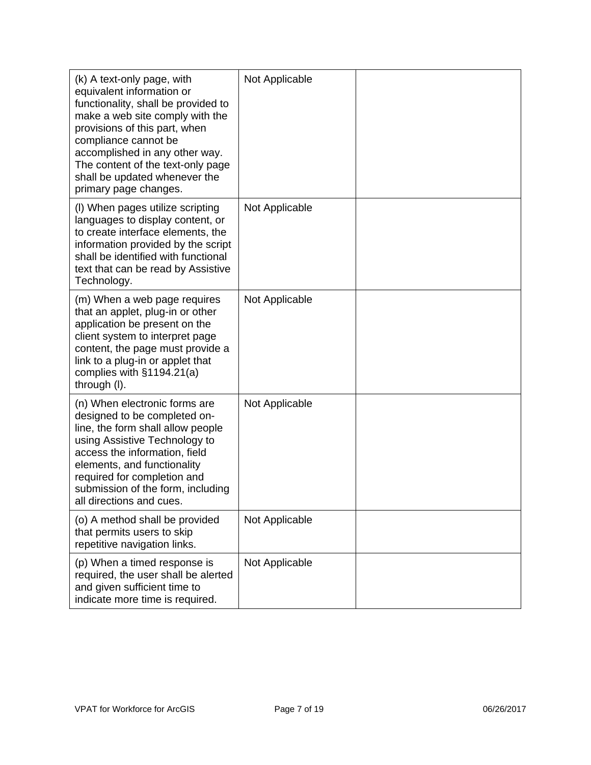| | | |
|---|---|---|
| (k) A text-only page, with equivalent information or functionality, shall be provided to make a web site comply with the provisions of this part, when compliance cannot be accomplished in any other way. The content of the text-only page shall be updated whenever the primary page changes. | Not Applicable | |
| (l) When pages utilize scripting languages to display content, or to create interface elements, the information provided by the script shall be identified with functional text that can be read by Assistive Technology. | Not Applicable | |
| (m) When a web page requires that an applet, plug-in or other application be present on the client system to interpret page content, the page must provide a link to a plug-in or applet that complies with §1194.21(a) through (l). | Not Applicable | |
| (n) When electronic forms are designed to be completed on-line, the form shall allow people using Assistive Technology to access the information, field elements, and functionality required for completion and submission of the form, including all directions and cues. | Not Applicable | |
| (o) A method shall be provided that permits users to skip repetitive navigation links. | Not Applicable | |
| (p) When a timed response is required, the user shall be alerted and given sufficient time to indicate more time is required. | Not Applicable | |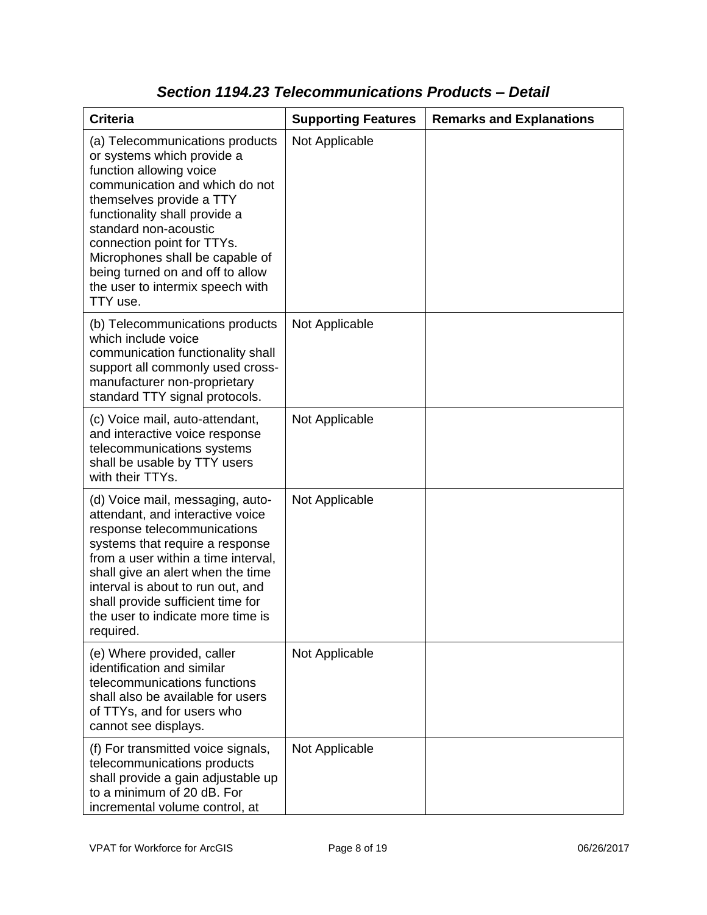## *Section 1194.23 Telecommunications Products – Detail*

| Criteria | Supporting Features | Remarks and Explanations |
|---|---|---|
| (a) Telecommunications products or systems which provide a function allowing voice communication and which do not themselves provide a TTY functionality shall provide a standard non-acoustic connection point for TTYs. Microphones shall be capable of being turned on and off to allow the user to intermix speech with TTY use. | Not Applicable | |
| (b) Telecommunications products which include voice communication functionality shall support all commonly used cross-manufacturer non-proprietary standard TTY signal protocols. | Not Applicable | |
| (c) Voice mail, auto-attendant, and interactive voice response telecommunications systems shall be usable by TTY users with their TTYs. | Not Applicable | |
| (d) Voice mail, messaging, auto-attendant, and interactive voice response telecommunications systems that require a response from a user within a time interval, shall give an alert when the time interval is about to run out, and shall provide sufficient time for the user to indicate more time is required. | Not Applicable | |
| (e) Where provided, caller identification and similar telecommunications functions shall also be available for users of TTYs, and for users who cannot see displays. | Not Applicable | |
| (f) For transmitted voice signals, telecommunications products shall provide a gain adjustable up to a minimum of 20 dB. For incremental volume control, at | Not Applicable | |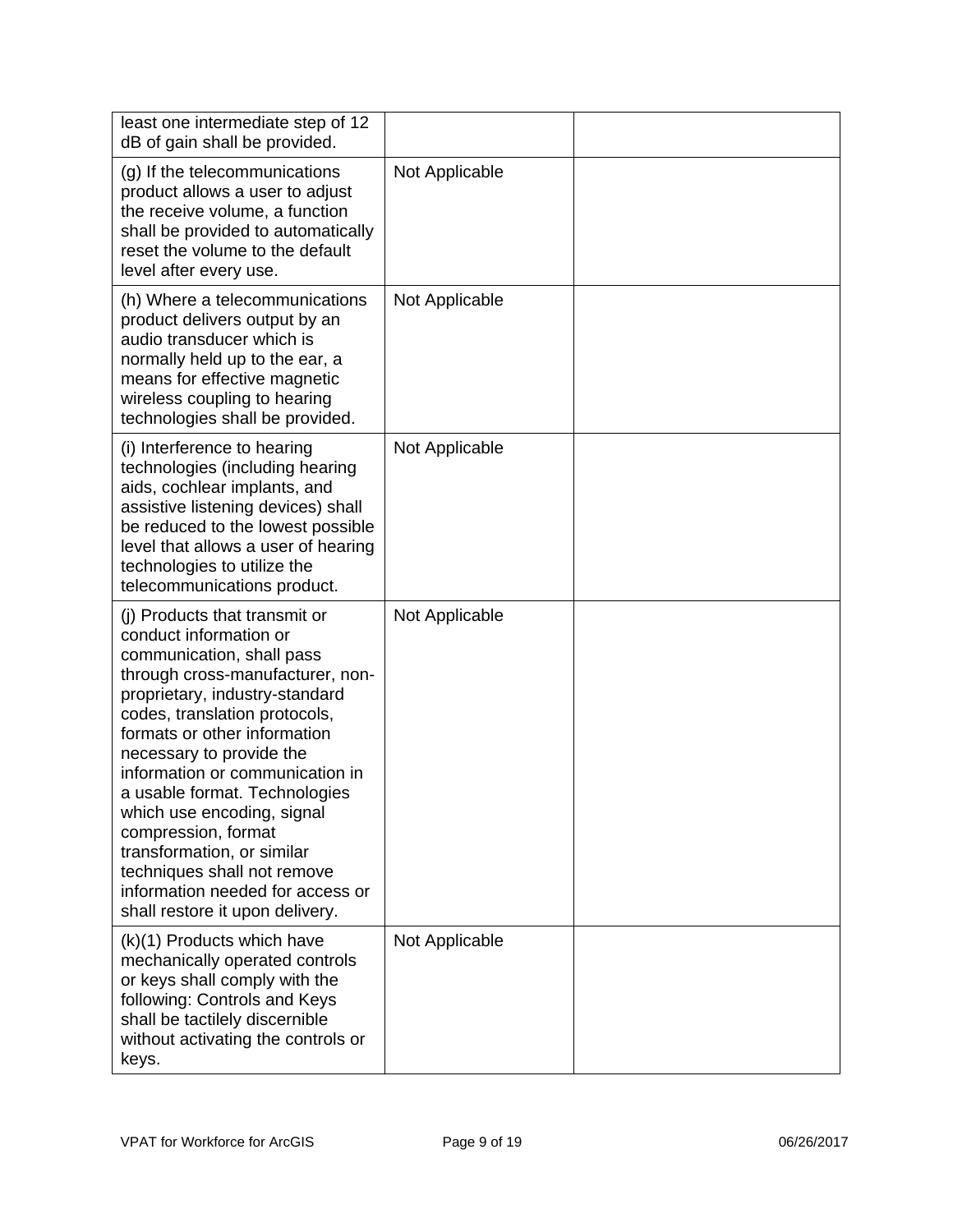| | | |
|---|---|---|
| least one intermediate step of 12 dB of gain shall be provided. | | |
| (g) If the telecommunications product allows a user to adjust the receive volume, a function shall be provided to automatically reset the volume to the default level after every use. | Not Applicable | |
| (h) Where a telecommunications product delivers output by an audio transducer which is normally held up to the ear, a means for effective magnetic wireless coupling to hearing technologies shall be provided. | Not Applicable | |
| (i) Interference to hearing technologies (including hearing aids, cochlear implants, and assistive listening devices) shall be reduced to the lowest possible level that allows a user of hearing technologies to utilize the telecommunications product. | Not Applicable | |
| (j) Products that transmit or conduct information or communication, shall pass through cross-manufacturer, non-proprietary, industry-standard codes, translation protocols, formats or other information necessary to provide the information or communication in a usable format. Technologies which use encoding, signal compression, format transformation, or similar techniques shall not remove information needed for access or shall restore it upon delivery. | Not Applicable | |
| (k)(1) Products which have mechanically operated controls or keys shall comply with the following: Controls and Keys shall be tactilely discernible without activating the controls or keys. | Not Applicable | |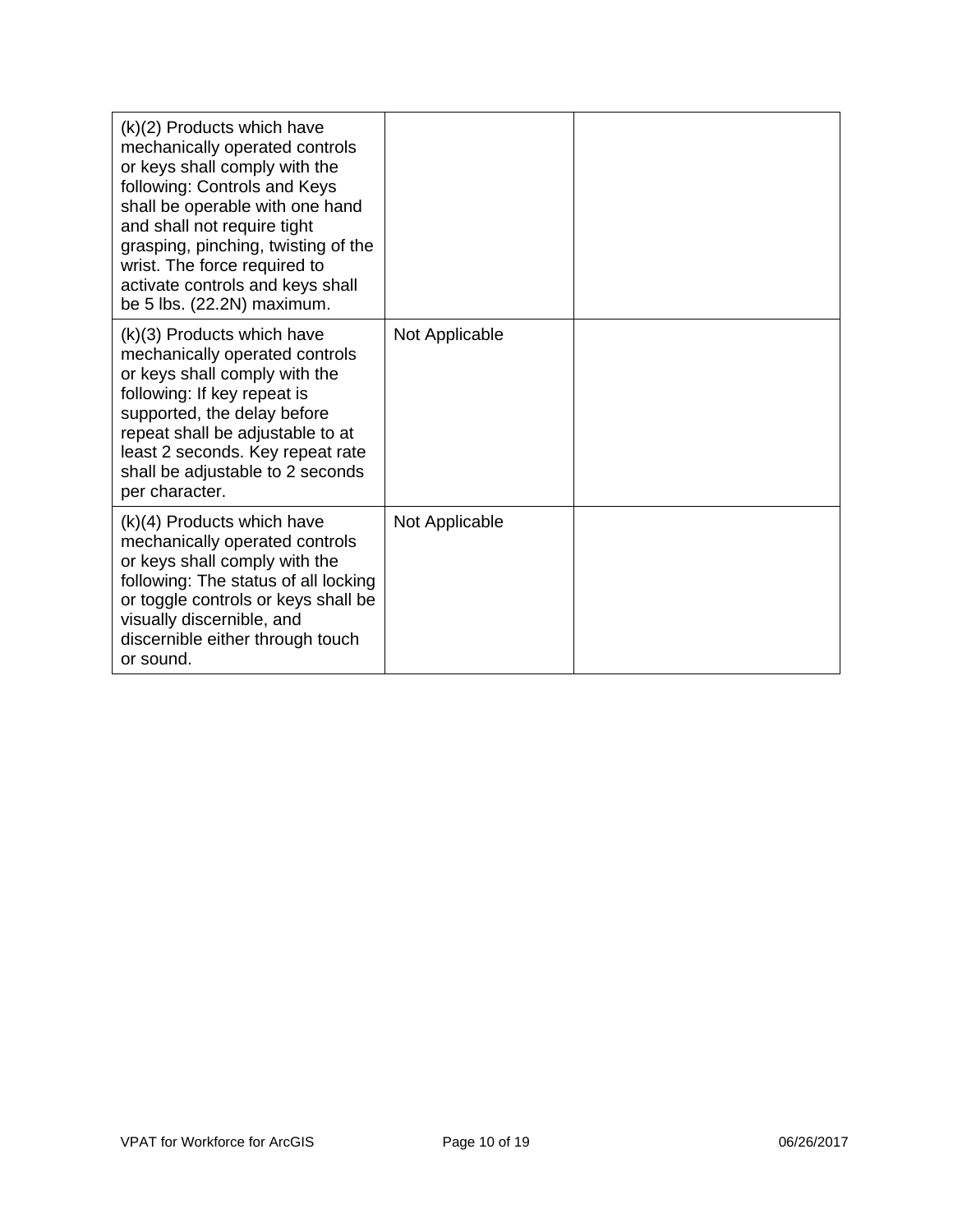| | | |
|---|---|---|
| (k)(2) Products which have mechanically operated controls or keys shall comply with the following: Controls and Keys shall be operable with one hand and shall not require tight grasping, pinching, twisting of the wrist. The force required to activate controls and keys shall be 5 lbs. (22.2N) maximum. | | |
| (k)(3) Products which have mechanically operated controls or keys shall comply with the following: If key repeat is supported, the delay before repeat shall be adjustable to at least 2 seconds. Key repeat rate shall be adjustable to 2 seconds per character. | Not Applicable | |
| (k)(4) Products which have mechanically operated controls or keys shall comply with the following: The status of all locking or toggle controls or keys shall be visually discernible, and discernible either through touch or sound. | Not Applicable | |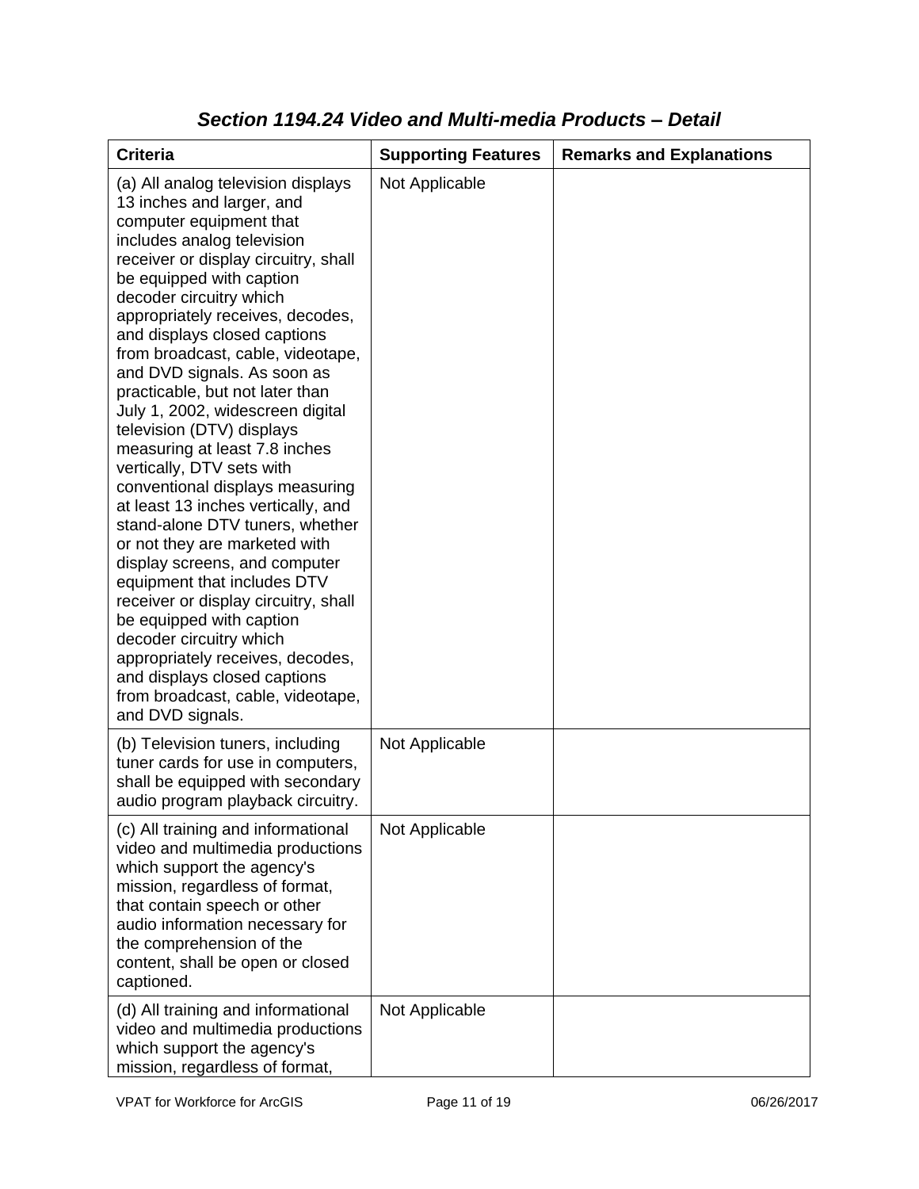### *Section 1194.24 Video and Multi-media Products – Detail*

| Criteria | Supporting Features | Remarks and Explanations |
|---|---|---|
| (a) All analog television displays 13 inches and larger, and computer equipment that includes analog television receiver or display circuitry, shall be equipped with caption decoder circuitry which appropriately receives, decodes, and displays closed captions from broadcast, cable, videotape, and DVD signals. As soon as practicable, but not later than July 1, 2002, widescreen digital television (DTV) displays measuring at least 7.8 inches vertically, DTV sets with conventional displays measuring at least 13 inches vertically, and stand-alone DTV tuners, whether or not they are marketed with display screens, and computer equipment that includes DTV receiver or display circuitry, shall be equipped with caption decoder circuitry which appropriately receives, decodes, and displays closed captions from broadcast, cable, videotape, and DVD signals. | Not Applicable | |
| (b) Television tuners, including tuner cards for use in computers, shall be equipped with secondary audio program playback circuitry. | Not Applicable | |
| (c) All training and informational video and multimedia productions which support the agency's mission, regardless of format, that contain speech or other audio information necessary for the comprehension of the content, shall be open or closed captioned. | Not Applicable | |
| (d) All training and informational video and multimedia productions which support the agency's mission, regardless of format, | Not Applicable | |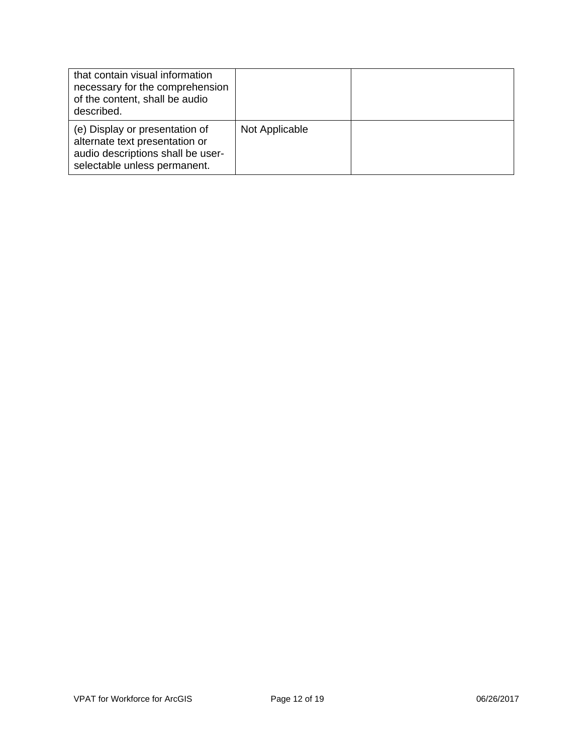| | | |
|---|---|---|
| that contain visual information necessary for the comprehension of the content, shall be audio described. | | |
| (e) Display or presentation of alternate text presentation or audio descriptions shall be user-selectable unless permanent. | Not Applicable | |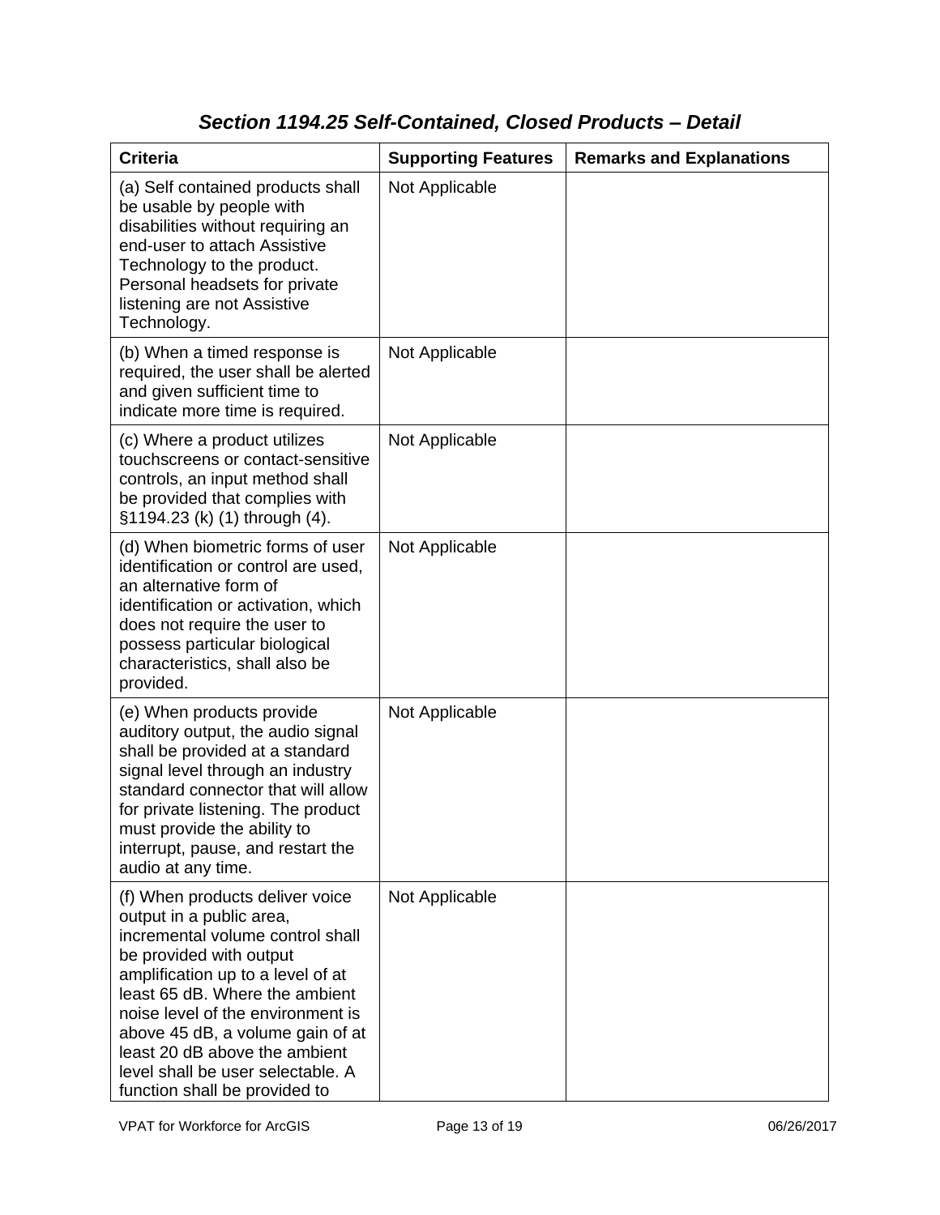### *Section 1194.25 Self-Contained, Closed Products – Detail*

| Criteria | Supporting Features | Remarks and Explanations |
|---|---|---|
| (a) Self contained products shall be usable by people with disabilities without requiring an end-user to attach Assistive Technology to the product. Personal headsets for private listening are not Assistive Technology. | Not Applicable | |
| (b) When a timed response is required, the user shall be alerted and given sufficient time to indicate more time is required. | Not Applicable | |
| (c) Where a product utilizes touchscreens or contact-sensitive controls, an input method shall be provided that complies with §1194.23 (k) (1) through (4). | Not Applicable | |
| (d) When biometric forms of user identification or control are used, an alternative form of identification or activation, which does not require the user to possess particular biological characteristics, shall also be provided. | Not Applicable | |
| (e) When products provide auditory output, the audio signal shall be provided at a standard signal level through an industry standard connector that will allow for private listening. The product must provide the ability to interrupt, pause, and restart the audio at any time. | Not Applicable | |
| (f) When products deliver voice output in a public area, incremental volume control shall be provided with output amplification up to a level of at least 65 dB. Where the ambient noise level of the environment is above 45 dB, a volume gain of at least 20 dB above the ambient level shall be user selectable. A function shall be provided to | Not Applicable | |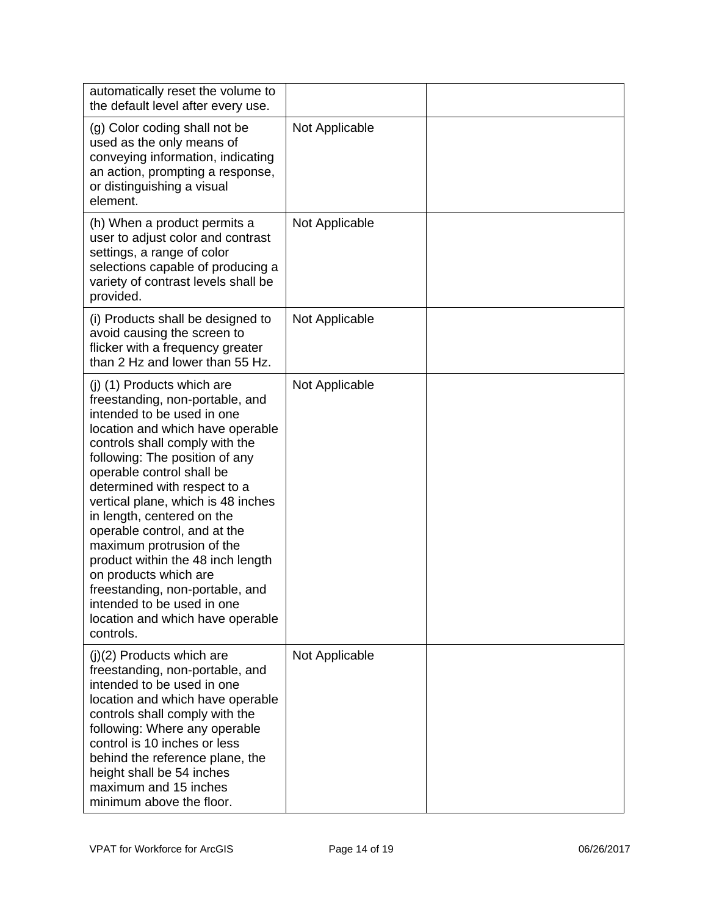| | | |
|---|---|---|
| automatically reset the volume to the default level after every use. | | |
| (g) Color coding shall not be used as the only means of conveying information, indicating an action, prompting a response, or distinguishing a visual element. | Not Applicable | |
| (h) When a product permits a user to adjust color and contrast settings, a range of color selections capable of producing a variety of contrast levels shall be provided. | Not Applicable | |
| (i) Products shall be designed to avoid causing the screen to flicker with a frequency greater than 2 Hz and lower than 55 Hz. | Not Applicable | |
| (j) (1) Products which are freestanding, non-portable, and intended to be used in one location and which have operable controls shall comply with the following: The position of any operable control shall be determined with respect to a vertical plane, which is 48 inches in length, centered on the operable control, and at the maximum protrusion of the product within the 48 inch length on products which are freestanding, non-portable, and intended to be used in one location and which have operable controls. | Not Applicable | |
| (j)(2) Products which are freestanding, non-portable, and intended to be used in one location and which have operable controls shall comply with the following: Where any operable control is 10 inches or less behind the reference plane, the height shall be 54 inches maximum and 15 inches minimum above the floor. | Not Applicable | |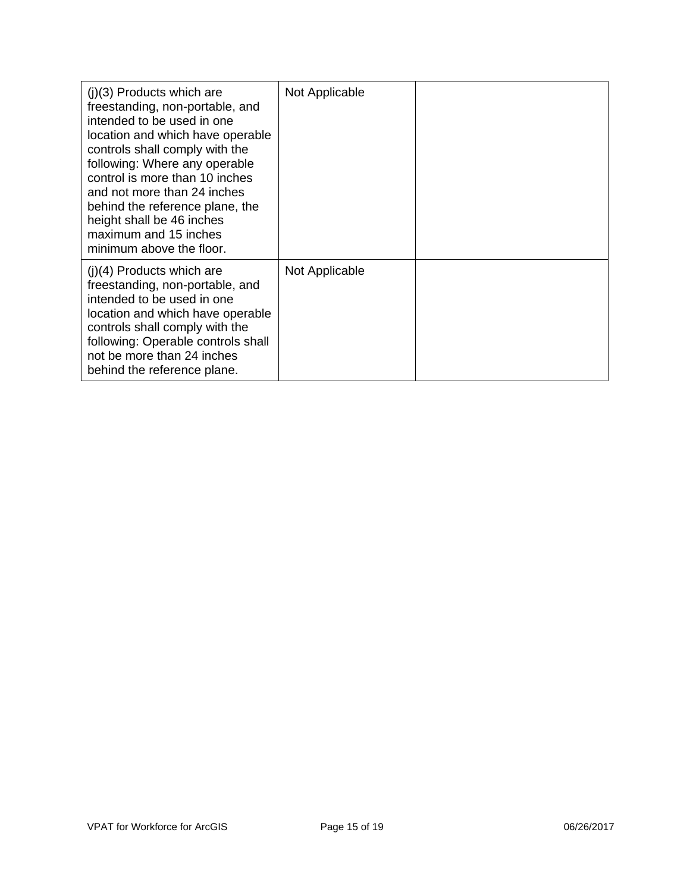| | | |
|---|---|---|
| (j)(3) Products which are freestanding, non-portable, and intended to be used in one location and which have operable controls shall comply with the following: Where any operable control is more than 10 inches and not more than 24 inches behind the reference plane, the height shall be 46 inches maximum and 15 inches minimum above the floor. | Not Applicable | |
| (j)(4) Products which are freestanding, non-portable, and intended to be used in one location and which have operable controls shall comply with the following: Operable controls shall not be more than 24 inches behind the reference plane. | Not Applicable | |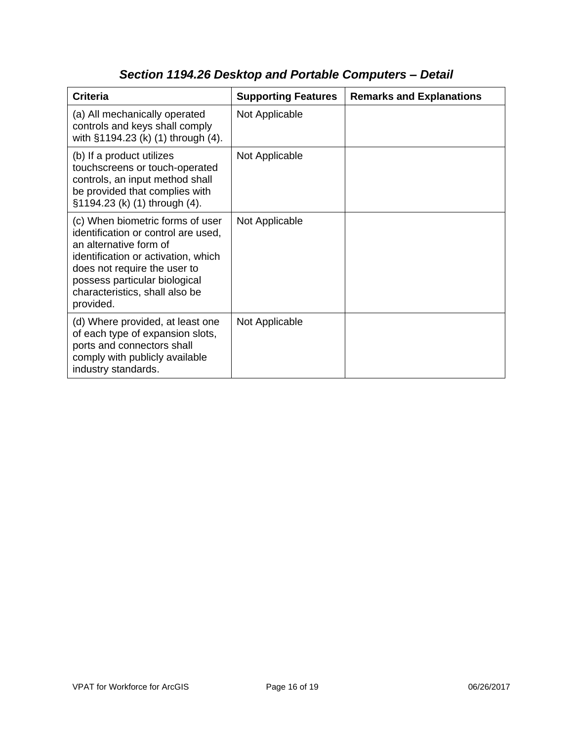### *Section 1194.26 Desktop and Portable Computers – Detail*

| Criteria | Supporting Features | Remarks and Explanations |
| --- | --- | --- |
| (a) All mechanically operated controls and keys shall comply with §1194.23 (k) (1) through (4). | Not Applicable | |
| (b) If a product utilizes touchscreens or touch-operated controls, an input method shall be provided that complies with §1194.23 (k) (1) through (4). | Not Applicable | |
| (c) When biometric forms of user identification or control are used, an alternative form of identification or activation, which does not require the user to possess particular biological characteristics, shall also be provided. | Not Applicable | |
| (d) Where provided, at least one of each type of expansion slots, ports and connectors shall comply with publicly available industry standards. | Not Applicable | |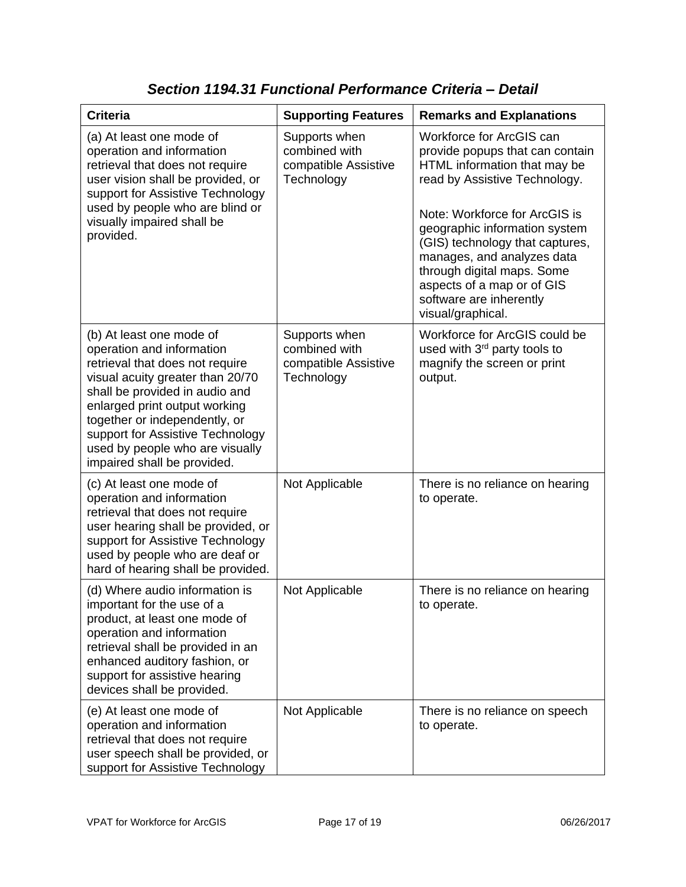## *Section 1194.31 Functional Performance Criteria – Detail*

| Criteria | Supporting Features | Remarks and Explanations |
|---|---|---|
| (a) At least one mode of operation and information retrieval that does not require user vision shall be provided, or support for Assistive Technology used by people who are blind or visually impaired shall be provided. | Supports when combined with compatible Assistive Technology | Workforce for ArcGIS can provide popups that can contain HTML information that may be read by Assistive Technology.<br><br>Note: Workforce for ArcGIS is geographic information system (GIS) technology that captures, manages, and analyzes data through digital maps. Some aspects of a map or of GIS software are inherently visual/graphical. |
| (b) At least one mode of operation and information retrieval that does not require visual acuity greater than 20/70 shall be provided in audio and enlarged print output working together or independently, or support for Assistive Technology used by people who are visually impaired shall be provided. | Supports when combined with compatible Assistive Technology | Workforce for ArcGIS could be used with 3rd party tools to magnify the screen or print output. |
| (c) At least one mode of operation and information retrieval that does not require user hearing shall be provided, or support for Assistive Technology used by people who are deaf or hard of hearing shall be provided. | Not Applicable | There is no reliance on hearing to operate. |
| (d) Where audio information is important for the use of a product, at least one mode of operation and information retrieval shall be provided in an enhanced auditory fashion, or support for assistive hearing devices shall be provided. | Not Applicable | There is no reliance on hearing to operate. |
| (e) At least one mode of operation and information retrieval that does not require user speech shall be provided, or support for Assistive Technology | Not Applicable | There is no reliance on speech to operate. |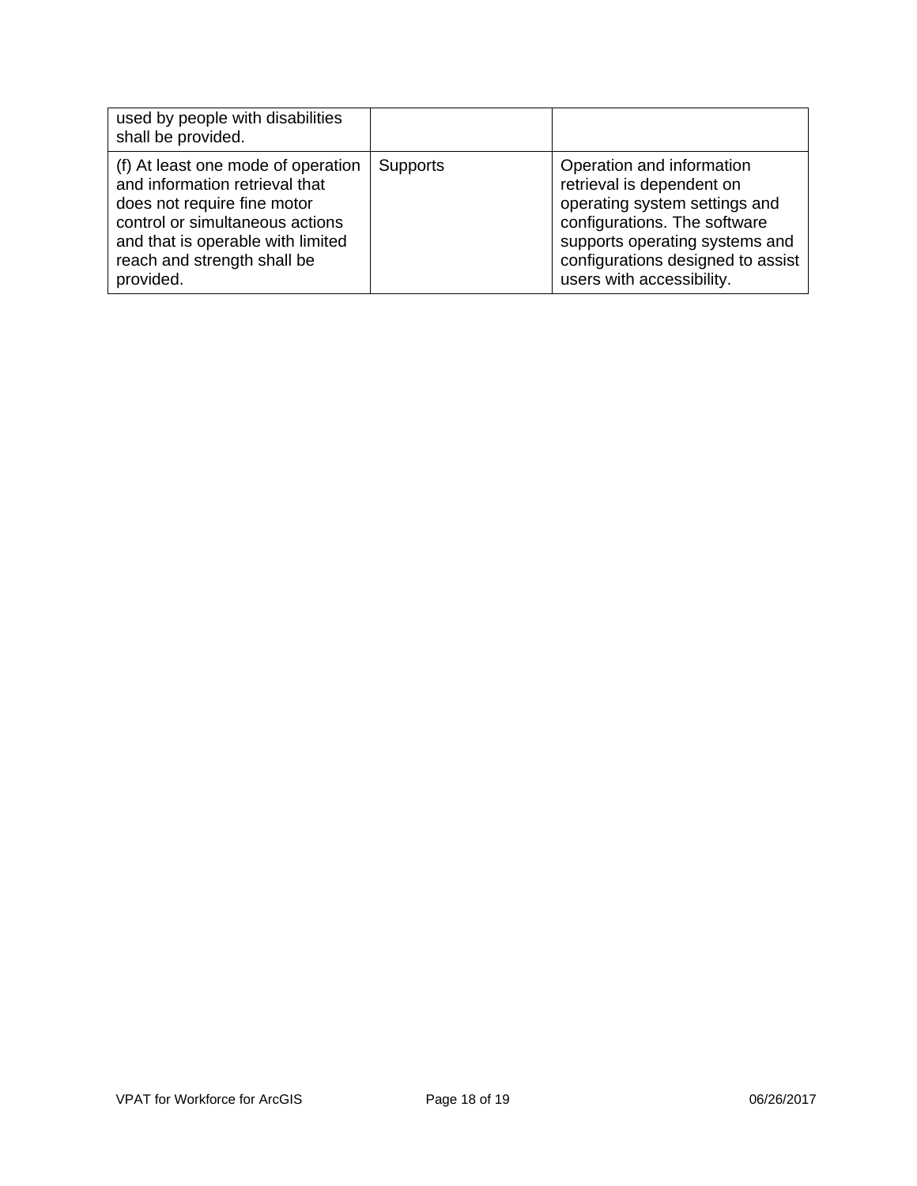| | | |
|---|---|---|
| used by people with disabilities shall be provided. | | |
| (f) At least one mode of operation and information retrieval that does not require fine motor control or simultaneous actions and that is operable with limited reach and strength shall be provided. | Supports | Operation and information retrieval is dependent on operating system settings and configurations. The software supports operating systems and configurations designed to assist users with accessibility. |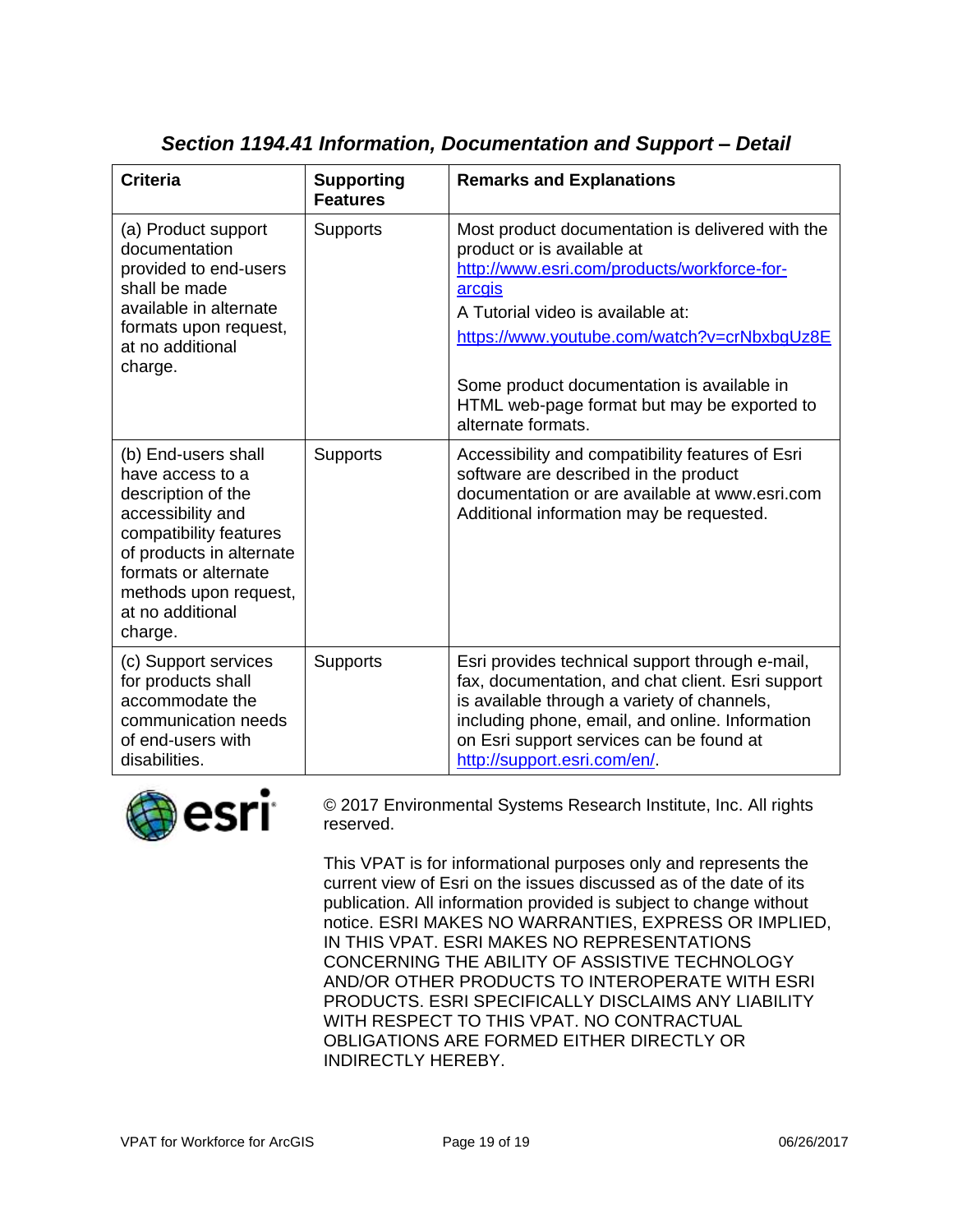### *Section 1194.41 Information, Documentation and Support – Detail*

| Criteria | Supporting Features | Remarks and Explanations |
|---|---|---|
| (a) Product support documentation provided to end-users shall be made available in alternate formats upon request, at no additional charge. | Supports | Most product documentation is delivered with the product or is available at http://www.esri.com/products/workforce-for-arcgis<br>A Tutorial video is available at:<br>https://www.youtube.com/watch?v=crNbxbgUz8E<br><br>Some product documentation is available in HTML web-page format but may be exported to alternate formats. |
| (b) End-users shall have access to a description of the accessibility and compatibility features of products in alternate formats or alternate methods upon request, at no additional charge. | Supports | Accessibility and compatibility features of Esri software are described in the product documentation or are available at www.esri.com Additional information may be requested. |
| (c) Support services for products shall accommodate the communication needs of end-users with disabilities. | Supports | Esri provides technical support through e-mail, fax, documentation, and chat client. Esri support is available through a variety of channels, including phone, email, and online. Information on Esri support services can be found at http://support.esri.com/en/. |

esri

© 2017 Environmental Systems Research Institute, Inc. All rights reserved.

This VPAT is for informational purposes only and represents the current view of Esri on the issues discussed as of the date of its publication. All information provided is subject to change without notice. ESRI MAKES NO WARRANTIES, EXPRESS OR IMPLIED, IN THIS VPAT. ESRI MAKES NO REPRESENTATIONS CONCERNING THE ABILITY OF ASSISTIVE TECHNOLOGY AND/OR OTHER PRODUCTS TO INTEROPERATE WITH ESRI PRODUCTS. ESRI SPECIFICALLY DISCLAIMS ANY LIABILITY WITH RESPECT TO THIS VPAT. NO CONTRACTUAL OBLIGATIONS ARE FORMED EITHER DIRECTLY OR INDIRECTLY HEREBY.